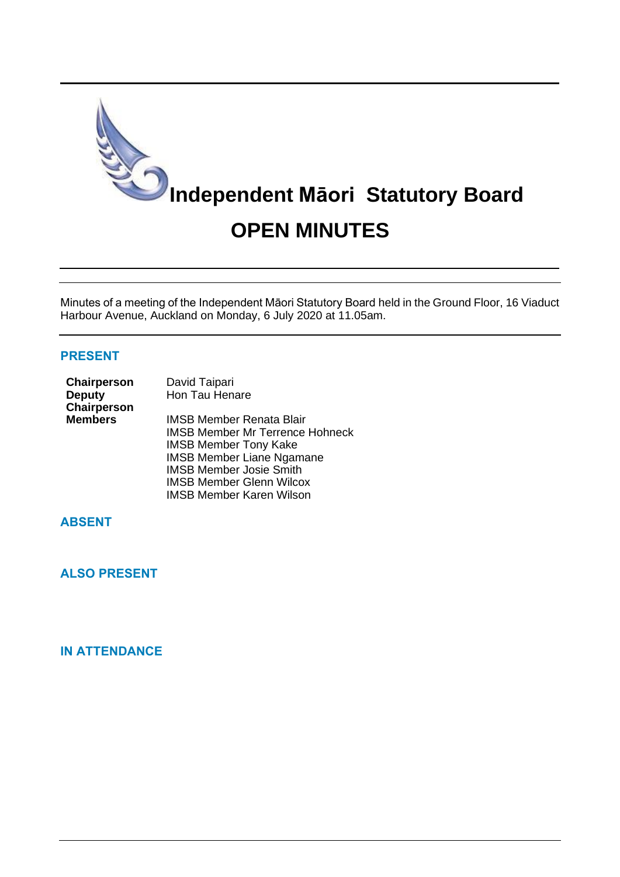# Independent Māori Statutory Board

# OPEN MINUTES

Minutes of a meeting of the Independent Māori Statutory Board held in the Ground Floor, 16 Viaduct Harbour Avenue, Auckland on Monday, 6 July 2020 at 11.05am.

## PRESENT

| | |
|---|---|
| **Chairperson** | David Taipari |
| **Deputy Chairperson** | Hon Tau Henare |
| **Members** | IMSB Member Renata Blair |
| | IMSB Member Mr Terrence Hohneck |
| | IMSB Member Tony Kake |
| | IMSB Member Liane Ngamane |
| | IMSB Member Josie Smith |
| | IMSB Member Glenn Wilcox |
| | IMSB Member Karen Wilson |

## ABSENT

## ALSO PRESENT

## IN ATTENDANCE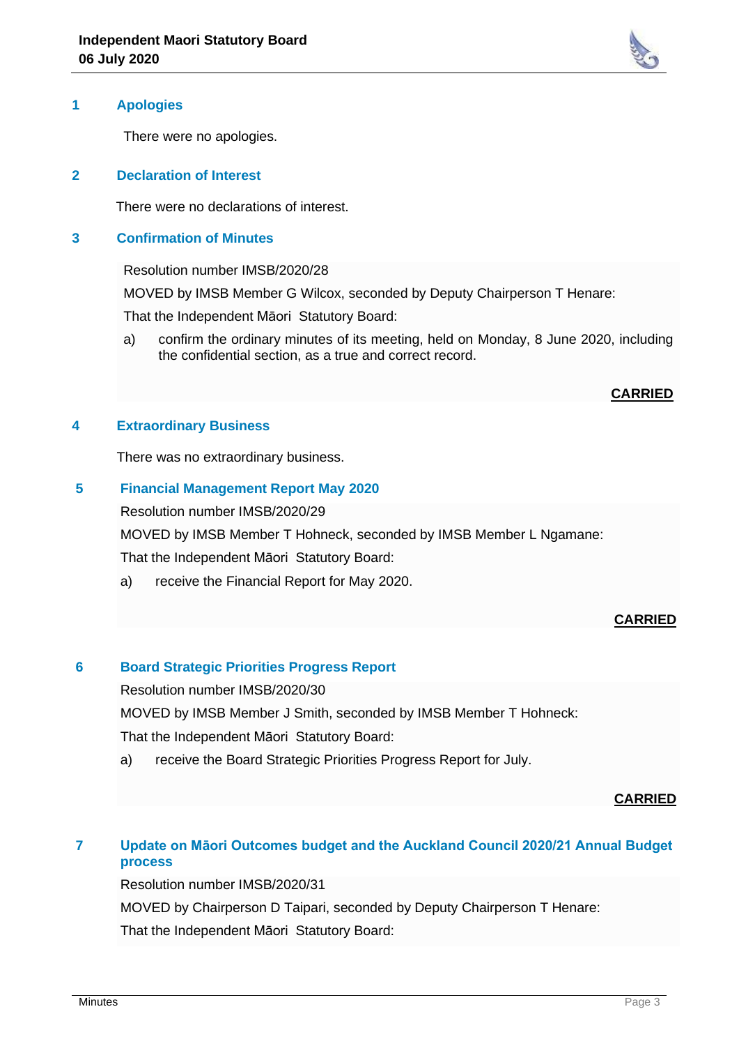## 1 Apologies

There were no apologies.

## 2 Declaration of Interest

There were no declarations of interest.

## 3 Confirmation of Minutes

Resolution number IMSB/2020/28

MOVED by IMSB Member G Wilcox, seconded by Deputy Chairperson T Henare:

That the Independent Māori Statutory Board:

a) confirm the ordinary minutes of its meeting, held on Monday, 8 June 2020, including the confidential section, as a true and correct record.

**CARRIED**

## 4 Extraordinary Business

There was no extraordinary business.

## 5 Financial Management Report May 2020

Resolution number IMSB/2020/29

MOVED by IMSB Member T Hohneck, seconded by IMSB Member L Ngamane:

That the Independent Māori Statutory Board:

a) receive the Financial Report for May 2020.

**CARRIED**

## 6 Board Strategic Priorities Progress Report

Resolution number IMSB/2020/30

MOVED by IMSB Member J Smith, seconded by IMSB Member T Hohneck:

That the Independent Māori Statutory Board:

a) receive the Board Strategic Priorities Progress Report for July.

**CARRIED**

## 7 Update on Māori Outcomes budget and the Auckland Council 2020/21 Annual Budget process

Resolution number IMSB/2020/31

MOVED by Chairperson D Taipari, seconded by Deputy Chairperson T Henare:

That the Independent Māori Statutory Board: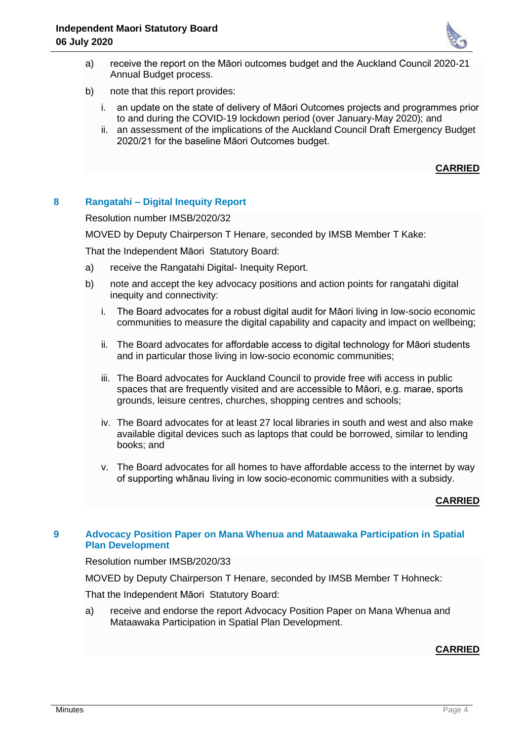a) receive the report on the Māori outcomes budget and the Auckland Council 2020-21 Annual Budget process.

b) note that this report provides:

   i. an update on the state of delivery of Māori Outcomes projects and programmes prior to and during the COVID-19 lockdown period (over January-May 2020); and

   ii. an assessment of the implications of the Auckland Council Draft Emergency Budget 2020/21 for the baseline Māori Outcomes budget.

**CARRIED**

## 8 Rangatahi – Digital Inequity Report

Resolution number IMSB/2020/32

MOVED by Deputy Chairperson T Henare, seconded by IMSB Member T Kake:

That the Independent Māori Statutory Board:

a) receive the Rangatahi Digital- Inequity Report.

b) note and accept the key advocacy positions and action points for rangatahi digital inequity and connectivity:

   i. The Board advocates for a robust digital audit for Māori living in low-socio economic communities to measure the digital capability and capacity and impact on wellbeing;

   ii. The Board advocates for affordable access to digital technology for Māori students and in particular those living in low-socio economic communities;

   iii. The Board advocates for Auckland Council to provide free wifi access in public spaces that are frequently visited and are accessible to Māori, e.g. marae, sports grounds, leisure centres, churches, shopping centres and schools;

   iv. The Board advocates for at least 27 local libraries in south and west and also make available digital devices such as laptops that could be borrowed, similar to lending books; and

   v. The Board advocates for all homes to have affordable access to the internet by way of supporting whānau living in low socio-economic communities with a subsidy.

**CARRIED**

## 9 Advocacy Position Paper on Mana Whenua and Mataawaka Participation in Spatial Plan Development

Resolution number IMSB/2020/33

MOVED by Deputy Chairperson T Henare, seconded by IMSB Member T Hohneck:

That the Independent Māori Statutory Board:

a) receive and endorse the report Advocacy Position Paper on Mana Whenua and Mataawaka Participation in Spatial Plan Development.

**CARRIED**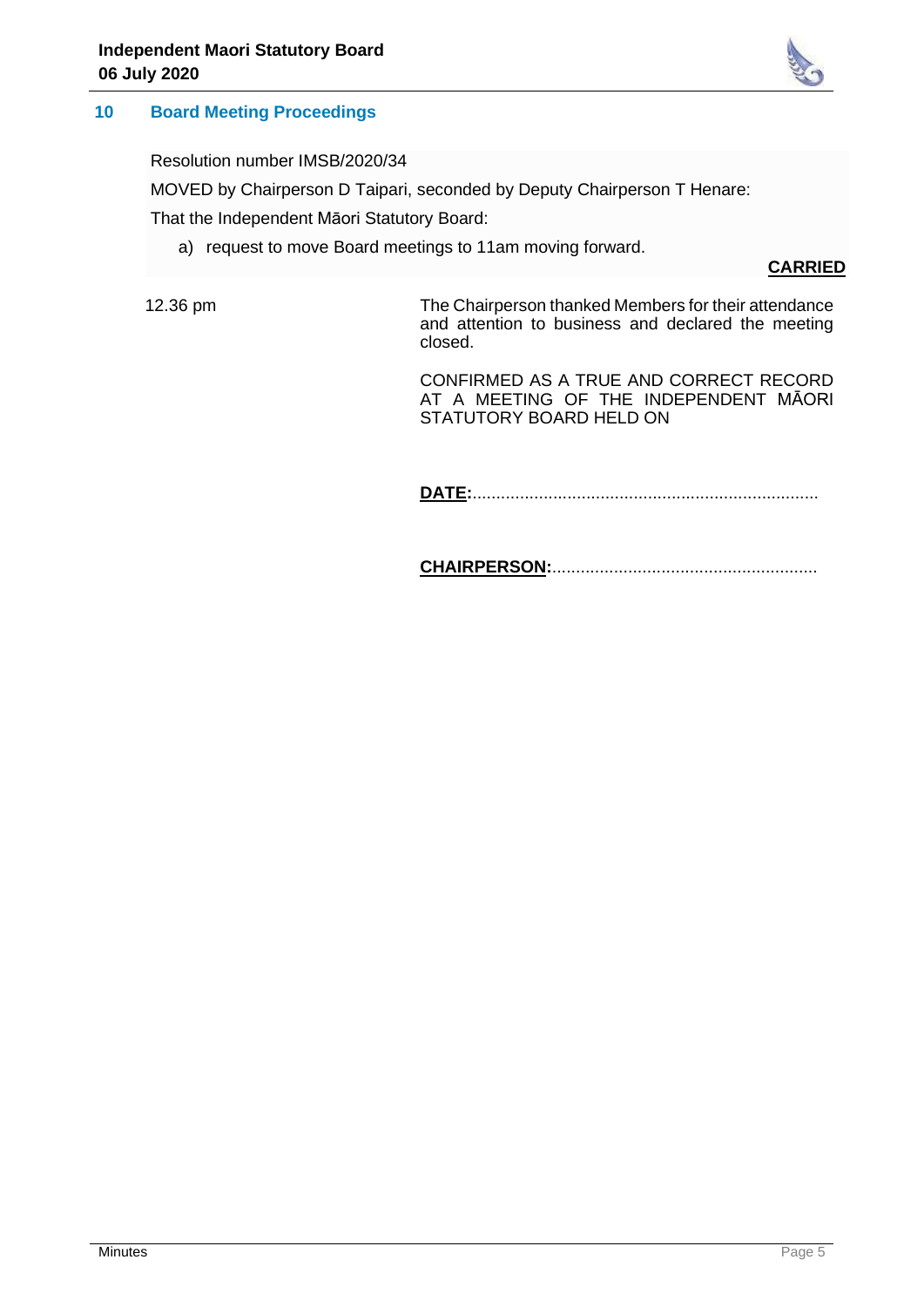## 10 Board Meeting Proceedings

Resolution number IMSB/2020/34

MOVED by Chairperson D Taipari, seconded by Deputy Chairperson T Henare:

That the Independent Māori Statutory Board:

a) request to move Board meetings to 11am moving forward.

**CARRIED**

12.36 pm The Chairperson thanked Members for their attendance and attention to business and declared the meeting closed.

CONFIRMED AS A TRUE AND CORRECT RECORD AT A MEETING OF THE INDEPENDENT MĀORI STATUTORY BOARD HELD ON

**DATE:**.........................................................................

**CHAIRPERSON:**........................................................